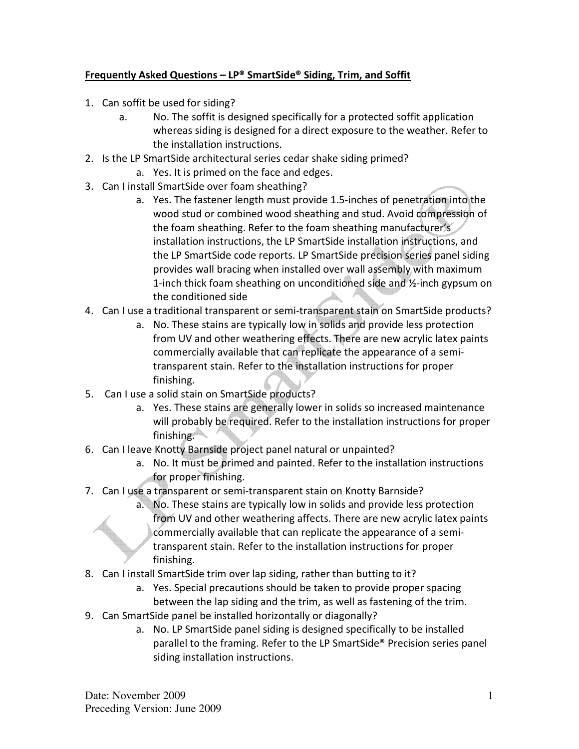**Frequently Asked Questions – LP® SmartSide® Siding, Trim, and Soffit**

1. Can soffit be used for siding?
   a. No. The soffit is designed specifically for a protected soffit application whereas siding is designed for a direct exposure to the weather. Refer to the installation instructions.
2. Is the LP SmartSide architectural series cedar shake siding primed?
   a. Yes. It is primed on the face and edges.
3. Can I install SmartSide over foam sheathing?
   a. Yes. The fastener length must provide 1.5-inches of penetration into the wood stud or combined wood sheathing and stud. Avoid compression of the foam sheathing. Refer to the foam sheathing manufacturer's installation instructions, the LP SmartSide installation instructions, and the LP SmartSide code reports. LP SmartSide precision series panel siding provides wall bracing when installed over wall assembly with maximum 1-inch thick foam sheathing on unconditioned side and ½-inch gypsum on the conditioned side
4. Can I use a traditional transparent or semi-transparent stain on SmartSide products?
   a. No. These stains are typically low in solids and provide less protection from UV and other weathering effects. There are new acrylic latex paints commercially available that can replicate the appearance of a semi-transparent stain. Refer to the installation instructions for proper finishing.
5. Can I use a solid stain on SmartSide products?
   a. Yes. These stains are generally lower in solids so increased maintenance will probably be required. Refer to the installation instructions for proper finishing.
6. Can I leave Knotty Barnside project panel natural or unpainted?
   a. No. It must be primed and painted. Refer to the installation instructions for proper finishing.
7. Can I use a transparent or semi-transparent stain on Knotty Barnside?
   a. No. These stains are typically low in solids and provide less protection from UV and other weathering affects. There are new acrylic latex paints commercially available that can replicate the appearance of a semi-transparent stain. Refer to the installation instructions for proper finishing.
8. Can I install SmartSide trim over lap siding, rather than butting to it?
   a. Yes. Special precautions should be taken to provide proper spacing between the lap siding and the trim, as well as fastening of the trim.
9. Can SmartSide panel be installed horizontally or diagonally?
   a. No. LP SmartSide panel siding is designed specifically to be installed parallel to the framing. Refer to the LP SmartSide® Precision series panel siding installation instructions.

Date: November 2009
Preceding Version: June 2009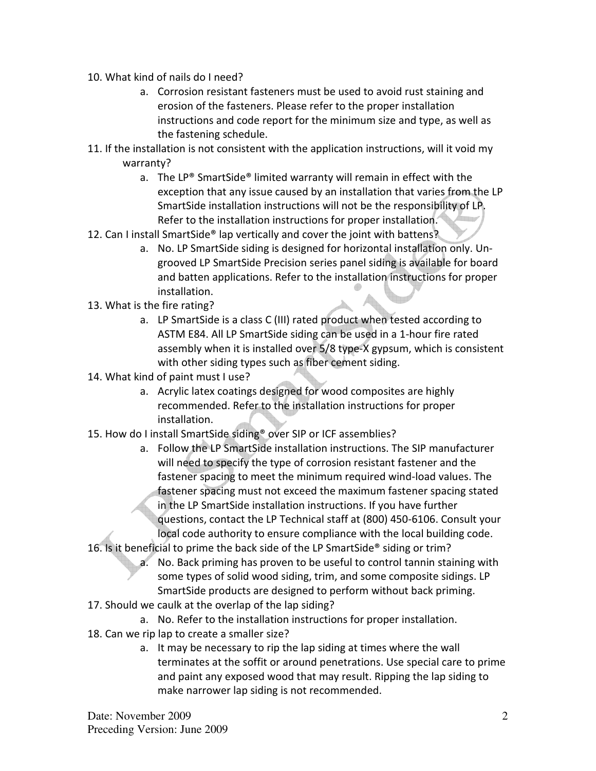10. What kind of nails do I need?
    a. Corrosion resistant fasteners must be used to avoid rust staining and erosion of the fasteners. Please refer to the proper installation instructions and code report for the minimum size and type, as well as the fastening schedule.
11. If the installation is not consistent with the application instructions, will it void my warranty?
    a. The LP® SmartSide® limited warranty will remain in effect with the exception that any issue caused by an installation that varies from the LP SmartSide installation instructions will not be the responsibility of LP. Refer to the installation instructions for proper installation.
12. Can I install SmartSide® lap vertically and cover the joint with battens?
    a. No. LP SmartSide siding is designed for horizontal installation only. Un-grooved LP SmartSide Precision series panel siding is available for board and batten applications. Refer to the installation instructions for proper installation.
13. What is the fire rating?
    a. LP SmartSide is a class C (III) rated product when tested according to ASTM E84. All LP SmartSide siding can be used in a 1-hour fire rated assembly when it is installed over 5/8 type-X gypsum, which is consistent with other siding types such as fiber cement siding.
14. What kind of paint must I use?
    a. Acrylic latex coatings designed for wood composites are highly recommended. Refer to the installation instructions for proper installation.
15. How do I install SmartSide siding® over SIP or ICF assemblies?
    a. Follow the LP SmartSide installation instructions. The SIP manufacturer will need to specify the type of corrosion resistant fastener and the fastener spacing to meet the minimum required wind-load values. The fastener spacing must not exceed the maximum fastener spacing stated in the LP SmartSide installation instructions. If you have further questions, contact the LP Technical staff at (800) 450-6106. Consult your local code authority to ensure compliance with the local building code.
16. Is it beneficial to prime the back side of the LP SmartSide® siding or trim?
    a. No. Back priming has proven to be useful to control tannin staining with some types of solid wood siding, trim, and some composite sidings. LP SmartSide products are designed to perform without back priming.
17. Should we caulk at the overlap of the lap siding?
    a. No. Refer to the installation instructions for proper installation.
18. Can we rip lap to create a smaller size?
    a. It may be necessary to rip the lap siding at times where the wall terminates at the soffit or around penetrations. Use special care to prime and paint any exposed wood that may result. Ripping the lap siding to make narrower lap siding is not recommended.

Date: November 2009
Preceding Version: June 2009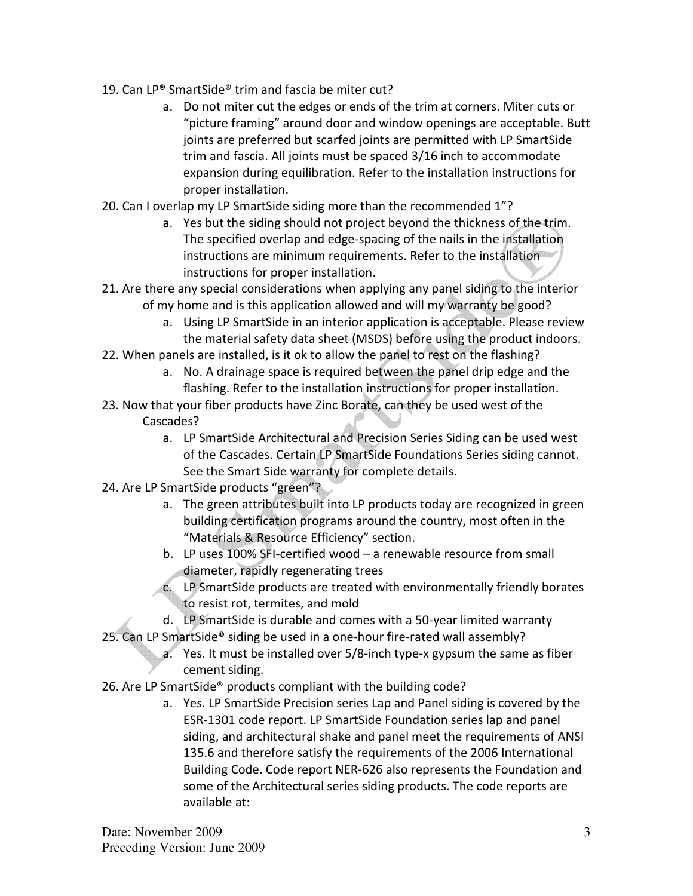19. Can LP® SmartSide® trim and fascia be miter cut?
    a. Do not miter cut the edges or ends of the trim at corners. Miter cuts or “picture framing” around door and window openings are acceptable. Butt joints are preferred but scarfed joints are permitted with LP SmartSide trim and fascia. All joints must be spaced 3/16 inch to accommodate expansion during equilibration. Refer to the installation instructions for proper installation.
20. Can I overlap my LP SmartSide siding more than the recommended 1”?
    a. Yes but the siding should not project beyond the thickness of the trim. The specified overlap and edge-spacing of the nails in the installation instructions are minimum requirements. Refer to the installation instructions for proper installation.
21. Are there any special considerations when applying any panel siding to the interior of my home and is this application allowed and will my warranty be good?
    a. Using LP SmartSide in an interior application is acceptable. Please review the material safety data sheet (MSDS) before using the product indoors.
22. When panels are installed, is it ok to allow the panel to rest on the flashing?
    a. No. A drainage space is required between the panel drip edge and the flashing. Refer to the installation instructions for proper installation.
23. Now that your fiber products have Zinc Borate, can they be used west of the Cascades?
    a. LP SmartSide Architectural and Precision Series Siding can be used west of the Cascades. Certain LP SmartSide Foundations Series siding cannot. See the Smart Side warranty for complete details.
24. Are LP SmartSide products “green”?
    a. The green attributes built into LP products today are recognized in green building certification programs around the country, most often in the “Materials & Resource Efficiency” section.
    b. LP uses 100% SFI-certified wood – a renewable resource from small diameter, rapidly regenerating trees
    c. LP SmartSide products are treated with environmentally friendly borates to resist rot, termites, and mold
    d. LP SmartSide is durable and comes with a 50-year limited warranty
25. Can LP SmartSide® siding be used in a one-hour fire-rated wall assembly?
    a. Yes. It must be installed over 5/8-inch type-x gypsum the same as fiber cement siding.
26. Are LP SmartSide® products compliant with the building code?
    a. Yes. LP SmartSide Precision series Lap and Panel siding is covered by the ESR-1301 code report. LP SmartSide Foundation series lap and panel siding, and architectural shake and panel meet the requirements of ANSI 135.6 and therefore satisfy the requirements of the 2006 International Building Code. Code report NER-626 also represents the Foundation and some of the Architectural series siding products. The code reports are available at:

Date: November 2009
Preceding Version: June 2009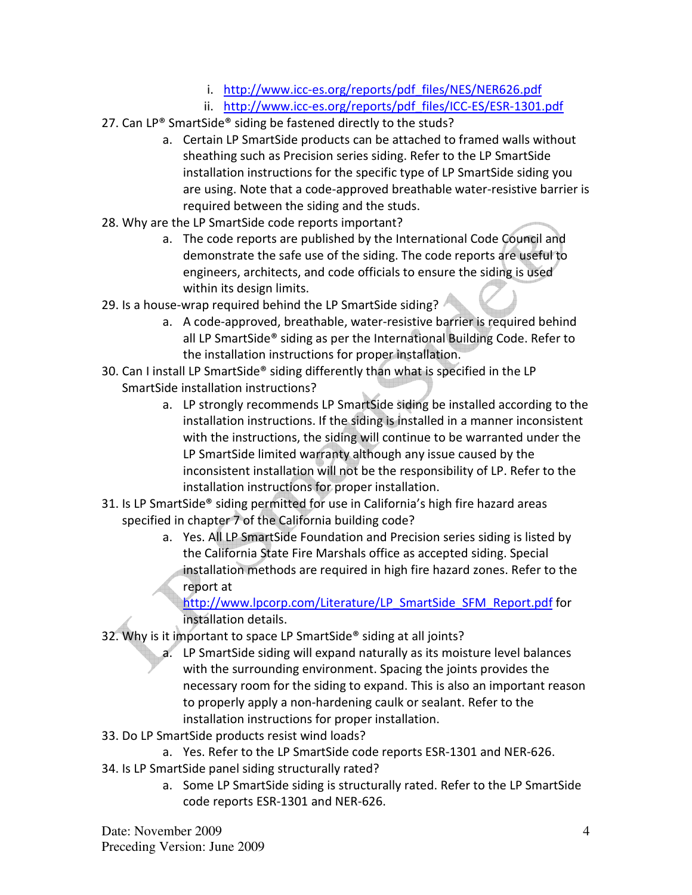i. http://www.icc-es.org/reports/pdf_files/NES/NER626.pdf
    ii. http://www.icc-es.org/reports/pdf_files/ICC-ES/ESR-1301.pdf

27. Can LP® SmartSide® siding be fastened directly to the studs?
    a. Certain LP SmartSide products can be attached to framed walls without sheathing such as Precision series siding. Refer to the LP SmartSide installation instructions for the specific type of LP SmartSide siding you are using. Note that a code-approved breathable water-resistive barrier is required between the siding and the studs.
28. Why are the LP SmartSide code reports important?
    a. The code reports are published by the International Code Council and demonstrate the safe use of the siding. The code reports are useful to engineers, architects, and code officials to ensure the siding is used within its design limits.
29. Is a house-wrap required behind the LP SmartSide siding?
    a. A code-approved, breathable, water-resistive barrier is required behind all LP SmartSide® siding as per the International Building Code. Refer to the installation instructions for proper installation.
30. Can I install LP SmartSide® siding differently than what is specified in the LP SmartSide installation instructions?
    a. LP strongly recommends LP SmartSide siding be installed according to the installation instructions. If the siding is installed in a manner inconsistent with the instructions, the siding will continue to be warranted under the LP SmartSide limited warranty although any issue caused by the inconsistent installation will not be the responsibility of LP. Refer to the installation instructions for proper installation.
31. Is LP SmartSide® siding permitted for use in California's high fire hazard areas specified in chapter 7 of the California building code?
    a. Yes. All LP SmartSide Foundation and Precision series siding is listed by the California State Fire Marshals office as accepted siding. Special installation methods are required in high fire hazard zones. Refer to the report at http://www.lpcorp.com/Literature/LP_SmartSide_SFM_Report.pdf for installation details.
32. Why is it important to space LP SmartSide® siding at all joints?
    a. LP SmartSide siding will expand naturally as its moisture level balances with the surrounding environment. Spacing the joints provides the necessary room for the siding to expand. This is also an important reason to properly apply a non-hardening caulk or sealant. Refer to the installation instructions for proper installation.
33. Do LP SmartSide products resist wind loads?
    a. Yes. Refer to the LP SmartSide code reports ESR-1301 and NER-626.
34. Is LP SmartSide panel siding structurally rated?
    a. Some LP SmartSide siding is structurally rated. Refer to the LP SmartSide code reports ESR-1301 and NER-626.

Date: November 2009
Preceding Version: June 2009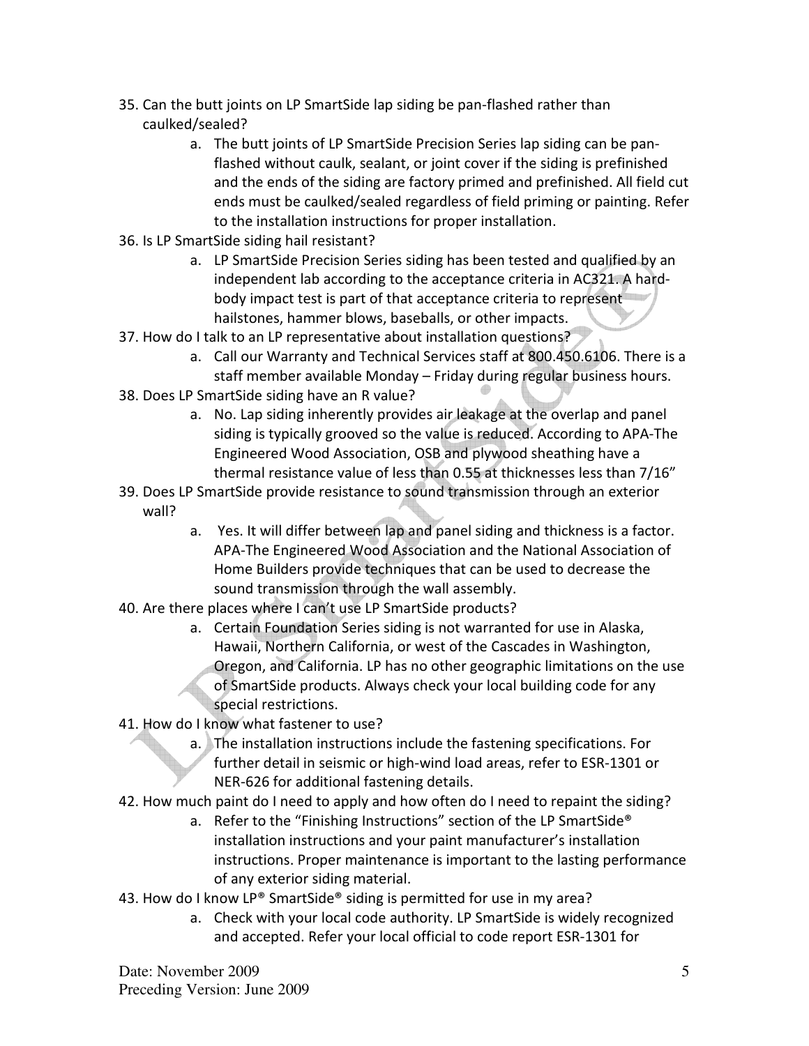35. Can the butt joints on LP SmartSide lap siding be pan-flashed rather than caulked/sealed?
    a. The butt joints of LP SmartSide Precision Series lap siding can be pan-flashed without caulk, sealant, or joint cover if the siding is prefinished and the ends of the siding are factory primed and prefinished. All field cut ends must be caulked/sealed regardless of field priming or painting. Refer to the installation instructions for proper installation.
36. Is LP SmartSide siding hail resistant?
    a. LP SmartSide Precision Series siding has been tested and qualified by an independent lab according to the acceptance criteria in AC321. A hard-body impact test is part of that acceptance criteria to represent hailstones, hammer blows, baseballs, or other impacts.
37. How do I talk to an LP representative about installation questions?
    a. Call our Warranty and Technical Services staff at 800.450.6106. There is a staff member available Monday – Friday during regular business hours.
38. Does LP SmartSide siding have an R value?
    a. No. Lap siding inherently provides air leakage at the overlap and panel siding is typically grooved so the value is reduced. According to APA-The Engineered Wood Association, OSB and plywood sheathing have a thermal resistance value of less than 0.55 at thicknesses less than 7/16"
39. Does LP SmartSide provide resistance to sound transmission through an exterior wall?
    a. Yes. It will differ between lap and panel siding and thickness is a factor. APA-The Engineered Wood Association and the National Association of Home Builders provide techniques that can be used to decrease the sound transmission through the wall assembly.
40. Are there places where I can't use LP SmartSide products?
    a. Certain Foundation Series siding is not warranted for use in Alaska, Hawaii, Northern California, or west of the Cascades in Washington, Oregon, and California. LP has no other geographic limitations on the use of SmartSide products. Always check your local building code for any special restrictions.
41. How do I know what fastener to use?
    a. The installation instructions include the fastening specifications. For further detail in seismic or high-wind load areas, refer to ESR-1301 or NER-626 for additional fastening details.
42. How much paint do I need to apply and how often do I need to repaint the siding?
    a. Refer to the "Finishing Instructions" section of the LP SmartSide® installation instructions and your paint manufacturer's installation instructions. Proper maintenance is important to the lasting performance of any exterior siding material.
43. How do I know LP® SmartSide® siding is permitted for use in my area?
    a. Check with your local code authority. LP SmartSide is widely recognized and accepted. Refer your local official to code report ESR-1301 for

Date: November 2009
Preceding Version: June 2009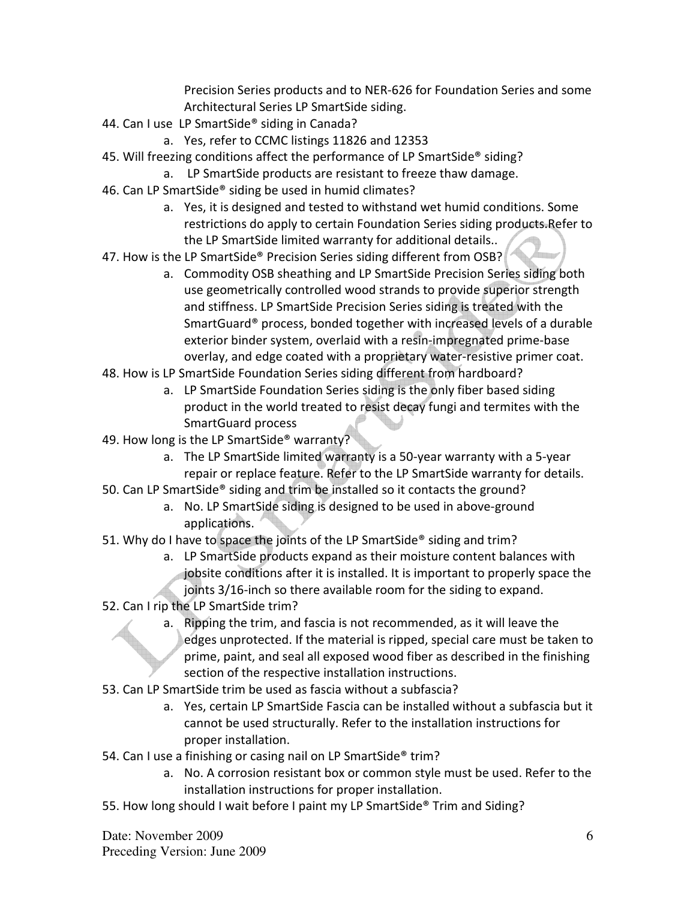Precision Series products and to NER-626 for Foundation Series and some Architectural Series LP SmartSide siding.

44. Can I use LP SmartSide® siding in Canada?
    a. Yes, refer to CCMC listings 11826 and 12353
45. Will freezing conditions affect the performance of LP SmartSide® siding?
    a. LP SmartSide products are resistant to freeze thaw damage.
46. Can LP SmartSide® siding be used in humid climates?
    a. Yes, it is designed and tested to withstand wet humid conditions. Some restrictions do apply to certain Foundation Series siding products.Refer to the LP SmartSide limited warranty for additional details..
47. How is the LP SmartSide® Precision Series siding different from OSB?
    a. Commodity OSB sheathing and LP SmartSide Precision Series siding both use geometrically controlled wood strands to provide superior strength and stiffness. LP SmartSide Precision Series siding is treated with the SmartGuard® process, bonded together with increased levels of a durable exterior binder system, overlaid with a resin-impregnated prime-base overlay, and edge coated with a proprietary water-resistive primer coat.
48. How is LP SmartSide Foundation Series siding different from hardboard?
    a. LP SmartSide Foundation Series siding is the only fiber based siding product in the world treated to resist decay fungi and termites with the SmartGuard process
49. How long is the LP SmartSide® warranty?
    a. The LP SmartSide limited warranty is a 50-year warranty with a 5-year repair or replace feature. Refer to the LP SmartSide warranty for details.
50. Can LP SmartSide® siding and trim be installed so it contacts the ground?
    a. No. LP SmartSide siding is designed to be used in above-ground applications.
51. Why do I have to space the joints of the LP SmartSide® siding and trim?
    a. LP SmartSide products expand as their moisture content balances with jobsite conditions after it is installed. It is important to properly space the joints 3/16-inch so there available room for the siding to expand.
52. Can I rip the LP SmartSide trim?
    a. Ripping the trim, and fascia is not recommended, as it will leave the edges unprotected. If the material is ripped, special care must be taken to prime, paint, and seal all exposed wood fiber as described in the finishing section of the respective installation instructions.
53. Can LP SmartSide trim be used as fascia without a subfascia?
    a. Yes, certain LP SmartSide Fascia can be installed without a subfascia but it cannot be used structurally. Refer to the installation instructions for proper installation.
54. Can I use a finishing or casing nail on LP SmartSide® trim?
    a. No. A corrosion resistant box or common style must be used. Refer to the installation instructions for proper installation.
55. How long should I wait before I paint my LP SmartSide® Trim and Siding?

Date: November 2009
Preceding Version: June 2009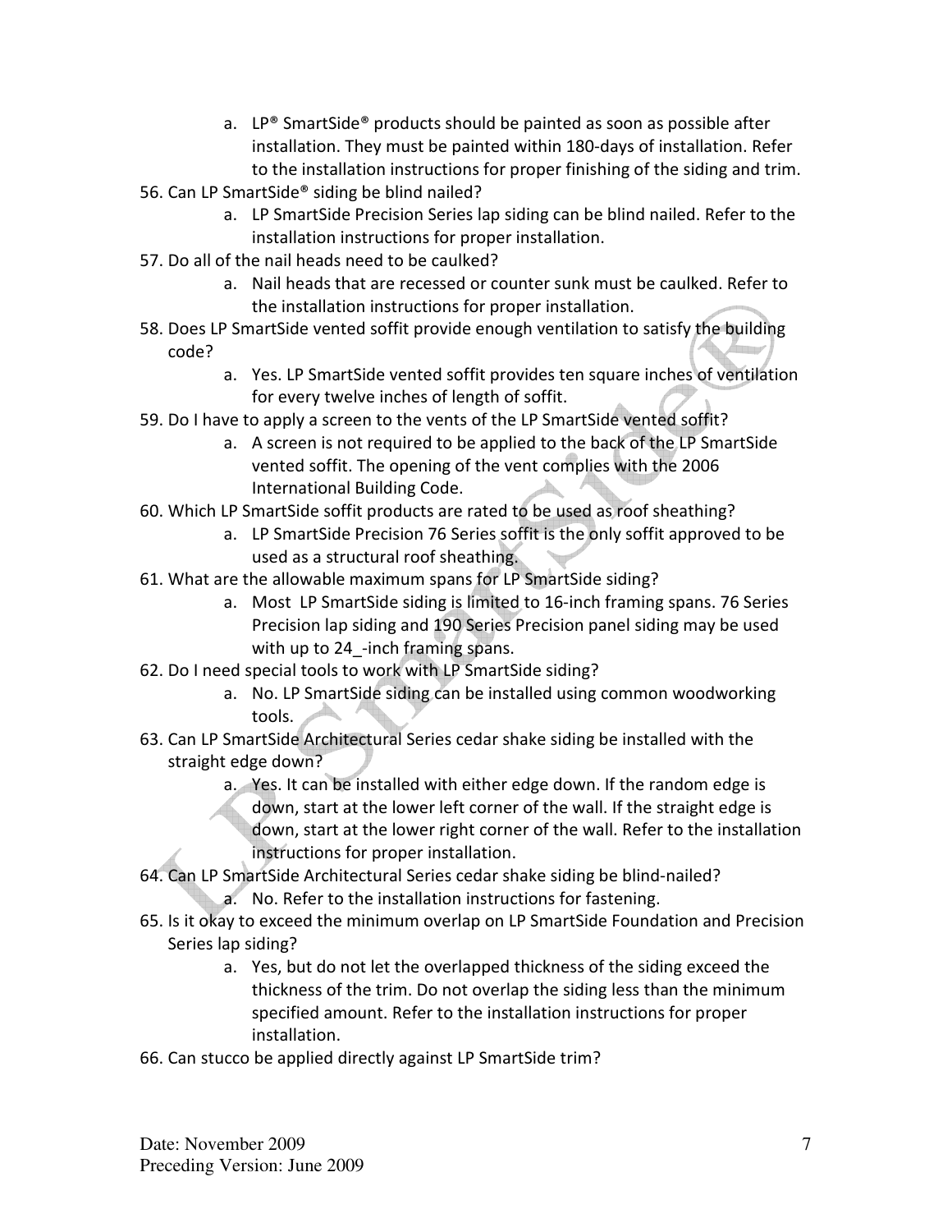a. LP® SmartSide® products should be painted as soon as possible after installation. They must be painted within 180-days of installation. Refer to the installation instructions for proper finishing of the siding and trim.

56. Can LP SmartSide® siding be blind nailed?
    a. LP SmartSide Precision Series lap siding can be blind nailed. Refer to the installation instructions for proper installation.
57. Do all of the nail heads need to be caulked?
    a. Nail heads that are recessed or counter sunk must be caulked. Refer to the installation instructions for proper installation.
58. Does LP SmartSide vented soffit provide enough ventilation to satisfy the building code?
    a. Yes. LP SmartSide vented soffit provides ten square inches of ventilation for every twelve inches of length of soffit.
59. Do I have to apply a screen to the vents of the LP SmartSide vented soffit?
    a. A screen is not required to be applied to the back of the LP SmartSide vented soffit. The opening of the vent complies with the 2006 International Building Code.
60. Which LP SmartSide soffit products are rated to be used as roof sheathing?
    a. LP SmartSide Precision 76 Series soffit is the only soffit approved to be used as a structural roof sheathing.
61. What are the allowable maximum spans for LP SmartSide siding?
    a. Most LP SmartSide siding is limited to 16-inch framing spans. 76 Series Precision lap siding and 190 Series Precision panel siding may be used with up to 24_-inch framing spans.
62. Do I need special tools to work with LP SmartSide siding?
    a. No. LP SmartSide siding can be installed using common woodworking tools.
63. Can LP SmartSide Architectural Series cedar shake siding be installed with the straight edge down?
    a. Yes. It can be installed with either edge down. If the random edge is down, start at the lower left corner of the wall. If the straight edge is down, start at the lower right corner of the wall. Refer to the installation instructions for proper installation.
64. Can LP SmartSide Architectural Series cedar shake siding be blind-nailed?
    a. No. Refer to the installation instructions for fastening.
65. Is it okay to exceed the minimum overlap on LP SmartSide Foundation and Precision Series lap siding?
    a. Yes, but do not let the overlapped thickness of the siding exceed the thickness of the trim. Do not overlap the siding less than the minimum specified amount. Refer to the installation instructions for proper installation.
66. Can stucco be applied directly against LP SmartSide trim?

Date: November 2009
Preceding Version: June 2009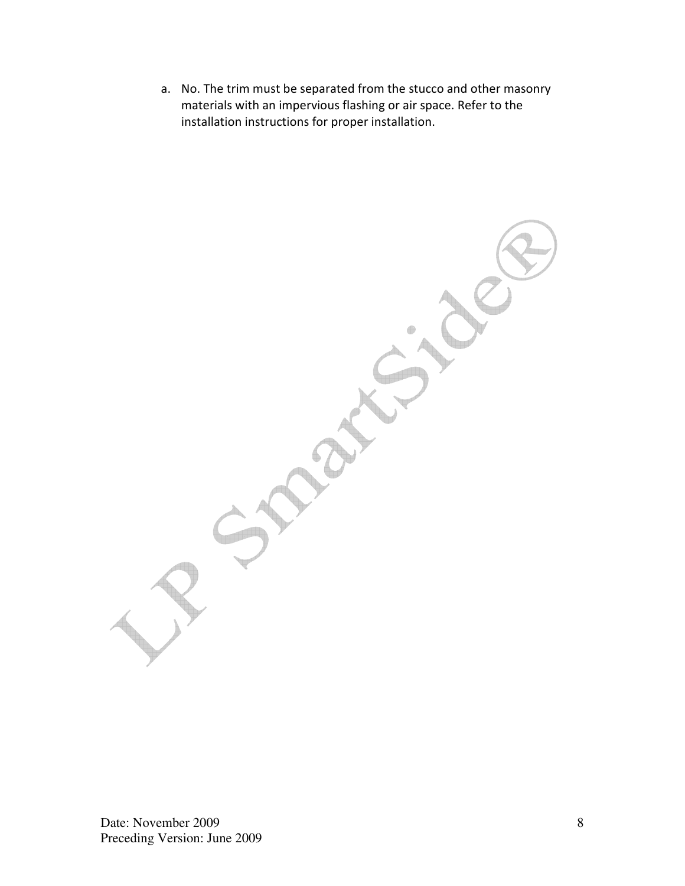a. No. The trim must be separated from the stucco and other masonry materials with an impervious flashing or air space. Refer to the installation instructions for proper installation.

Date: November 2009
Preceding Version: June 2009